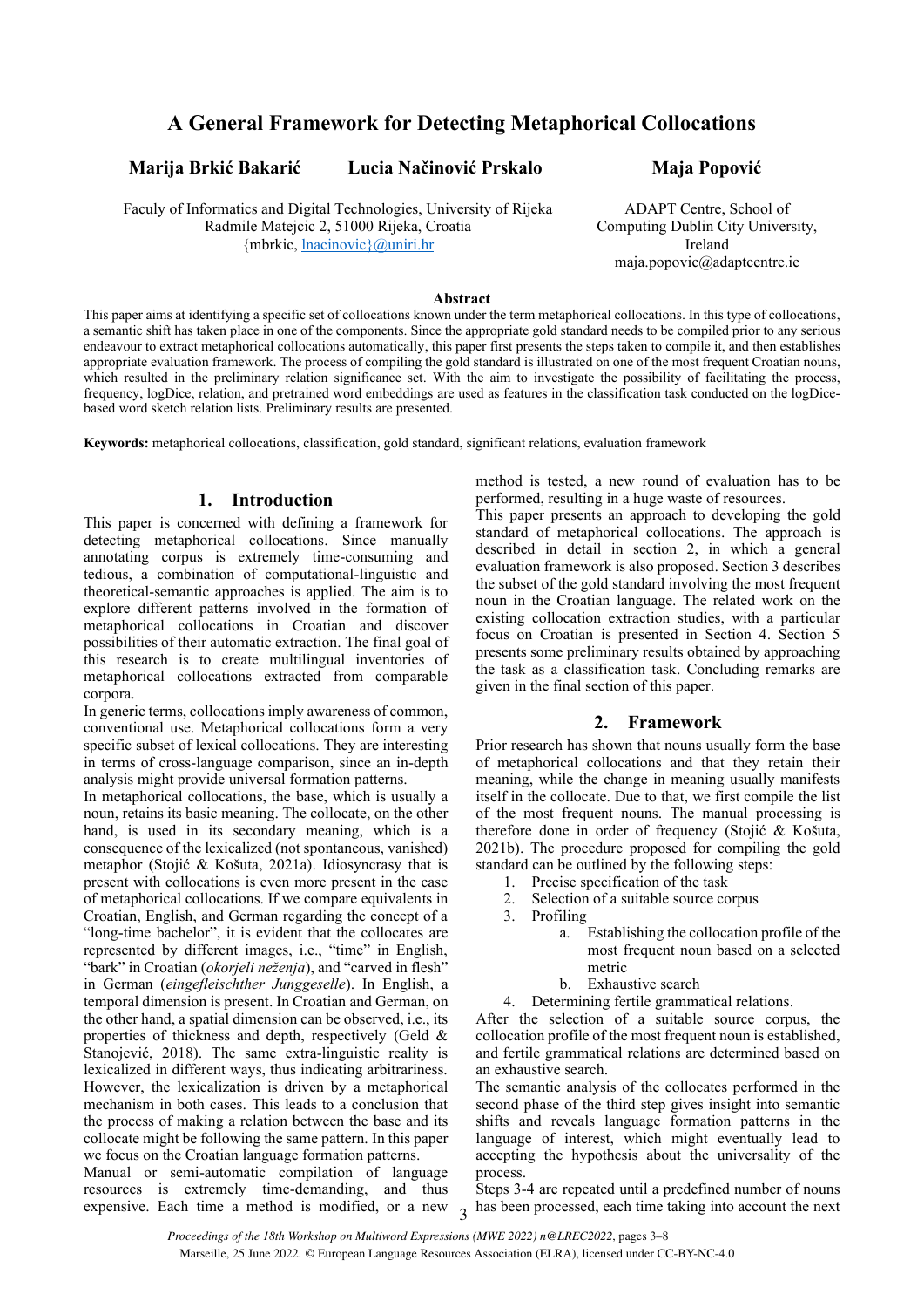# A General Framework for Detecting Metaphorical Collocations

**Marija Brkić Bakarić** **Lucia Načinović Prskalo** **Maja Popović**

Faculy of Informatics and Digital Technologies, University of Rijeka
Radmile Matejcic 2, 51000 Rijeka, Croatia
{mbrkic, lnacinovic}@uniri.hr

ADAPT Centre, School of Computing Dublin City University, Ireland
maja.popovic@adaptcentre.ie

## Abstract

This paper aims at identifying a specific set of collocations known under the term metaphorical collocations. In this type of collocations, a semantic shift has taken place in one of the components. Since the appropriate gold standard needs to be compiled prior to any serious endeavour to extract metaphorical collocations automatically, this paper first presents the steps taken to compile it, and then establishes appropriate evaluation framework. The process of compiling the gold standard is illustrated on one of the most frequent Croatian nouns, which resulted in the preliminary relation significance set. With the aim to investigate the possibility of facilitating the process, frequency, logDice, relation, and pretrained word embeddings are used as features in the classification task conducted on the logDice-based word sketch relation lists. Preliminary results are presented.

**Keywords:** metaphorical collocations, classification, gold standard, significant relations, evaluation framework

## 1. Introduction

This paper is concerned with defining a framework for detecting metaphorical collocations. Since manually annotating corpus is extremely time-consuming and tedious, a combination of computational-linguistic and theoretical-semantic approaches is applied. The aim is to explore different patterns involved in the formation of metaphorical collocations in Croatian and discover possibilities of their automatic extraction. The final goal of this research is to create multilingual inventories of metaphorical collocations extracted from comparable corpora.

In generic terms, collocations imply awareness of common, conventional use. Metaphorical collocations form a very specific subset of lexical collocations. They are interesting in terms of cross-language comparison, since an in-depth analysis might provide universal formation patterns.

In metaphorical collocations, the base, which is usually a noun, retains its basic meaning. The collocate, on the other hand, is used in its secondary meaning, which is a consequence of the lexicalized (not spontaneous, vanished) metaphor (Stojić & Košuta, 2021a). Idiosyncrasy that is present with collocations is even more present in the case of metaphorical collocations. If we compare equivalents in Croatian, English, and German regarding the concept of a "long-time bachelor", it is evident that the collocates are represented by different images, i.e., "time" in English, "bark" in Croatian (*okorjeli neženja*), and "carved in flesh" in German (*eingefleischther Junggeselle*). In English, a temporal dimension is present. In Croatian and German, on the other hand, a spatial dimension can be observed, i.e., its properties of thickness and depth, respectively (Geld & Stanojević, 2018). The same extra-linguistic reality is lexicalized in different ways, thus indicating arbitrariness. However, the lexicalization is driven by a metaphorical mechanism in both cases. This leads to a conclusion that the process of making a relation between the base and its collocate might be following the same pattern. In this paper we focus on the Croatian language formation patterns.

Manual or semi-automatic compilation of language resources is extremely time-demanding, and thus expensive. Each time a method is modified, or a new method is tested, a new round of evaluation has to be performed, resulting in a huge waste of resources.

This paper presents an approach to developing the gold standard of metaphorical collocations. The approach is described in detail in section 2, in which a general evaluation framework is also proposed. Section 3 describes the subset of the gold standard involving the most frequent noun in the Croatian language. The related work on the existing collocation extraction studies, with a particular focus on Croatian is presented in Section 4. Section 5 presents some preliminary results obtained by approaching the task as a classification task. Concluding remarks are given in the final section of this paper.

## 2. Framework

Prior research has shown that nouns usually form the base of metaphorical collocations and that they retain their meaning, while the change in meaning usually manifests itself in the collocate. Due to that, we first compile the list of the most frequent nouns. The manual processing is therefore done in order of frequency (Stojić & Košuta, 2021b). The procedure proposed for compiling the gold standard can be outlined by the following steps:

1. Precise specification of the task
2. Selection of a suitable source corpus
3. Profiling
   a. Establishing the collocation profile of the most frequent noun based on a selected metric
   b. Exhaustive search
4. Determining fertile grammatical relations.

After the selection of a suitable source corpus, the collocation profile of the most frequent noun is established, and fertile grammatical relations are determined based on an exhaustive search.

The semantic analysis of the collocates performed in the second phase of the third step gives insight into semantic shifts and reveals language formation patterns in the language of interest, which might eventually lead to accepting the hypothesis about the universality of the process.

Steps 3-4 are repeated until a predefined number of nouns has been processed, each time taking into account the next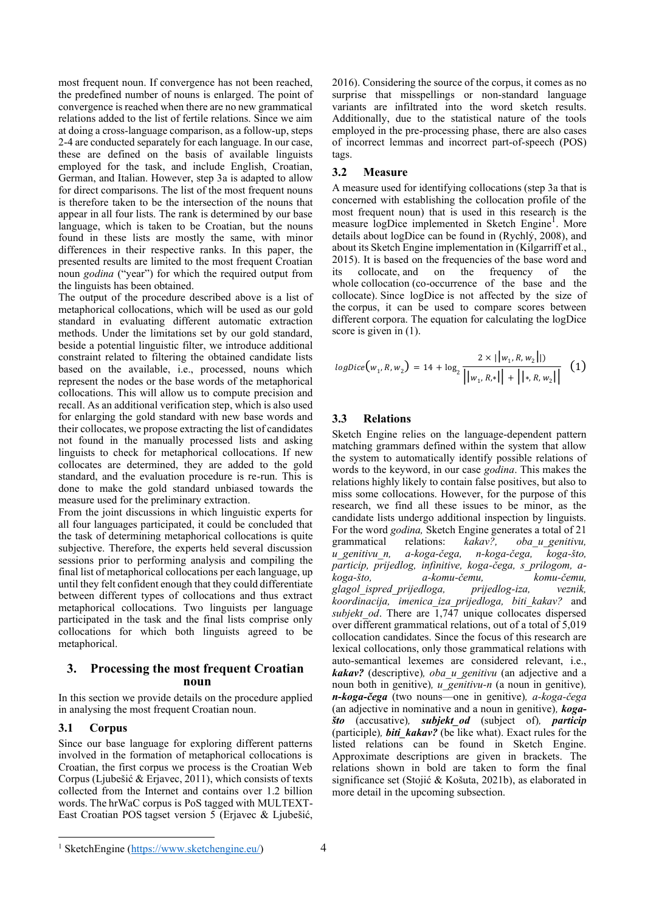most frequent noun. If convergence has not been reached, the predefined number of nouns is enlarged. The point of convergence is reached when there are no new grammatical relations added to the list of fertile relations. Since we aim at doing a cross-language comparison, as a follow-up, steps 2-4 are conducted separately for each language. In our case, these are defined on the basis of available linguists employed for the task, and include English, Croatian, German, and Italian. However, step 3a is adapted to allow for direct comparisons. The list of the most frequent nouns is therefore taken to be the intersection of the nouns that appear in all four lists. The rank is determined by our base language, which is taken to be Croatian, but the nouns found in these lists are mostly the same, with minor differences in their respective ranks. In this paper, the presented results are limited to the most frequent Croatian noun *godina* ("year") for which the required output from the linguists has been obtained.

The output of the procedure described above is a list of metaphorical collocations, which will be used as our gold standard in evaluating different automatic extraction methods. Under the limitations set by our gold standard, beside a potential linguistic filter, we introduce additional constraint related to filtering the obtained candidate lists based on the available, i.e., processed, nouns which represent the nodes or the base words of the metaphorical collocations. This will allow us to compute precision and recall. As an additional verification step, which is also used for enlarging the gold standard with new base words and their collocates, we propose extracting the list of candidates not found in the manually processed lists and asking linguists to check for metaphorical collocations. If new collocates are determined, they are added to the gold standard, and the evaluation procedure is re-run. This is done to make the gold standard unbiased towards the measure used for the preliminary extraction.

From the joint discussions in which linguistic experts for all four languages participated, it could be concluded that the task of determining metaphorical collocations is quite subjective. Therefore, the experts held several discussion sessions prior to performing analysis and compiling the final list of metaphorical collocations per each language, up until they felt confident enough that they could differentiate between different types of collocations and thus extract metaphorical collocations. Two linguists per language participated in the task and the final lists comprise only collocations for which both linguists agreed to be metaphorical.

## 3. Processing the most frequent Croatian noun

In this section we provide details on the procedure applied in analysing the most frequent Croatian noun.

### 3.1 Corpus

Since our base language for exploring different patterns involved in the formation of metaphorical collocations is Croatian, the first corpus we process is the Croatian Web Corpus (Ljubešić & Erjavec, 2011), which consists of texts collected from the Internet and contains over 1.2 billion words. The hrWaC corpus is PoS tagged with MULTEXT-East Croatian POS tagset version 5 (Erjavec & Ljubešić, 2016). Considering the source of the corpus, it comes as no surprise that misspellings or non-standard language variants are infiltrated into the word sketch results. Additionally, due to the statistical nature of the tools employed in the pre-processing phase, there are also cases of incorrect lemmas and incorrect part-of-speech (POS) tags.

### 3.2 Measure

A measure used for identifying collocations (step 3a that is concerned with establishing the collocation profile of the most frequent noun) that is used in this research is the measure logDice implemented in Sketch Engine[1]. More details about logDice can be found in (Rychlý, 2008), and about its Sketch Engine implementation in (Kilgarriff et al., 2015). It is based on the frequencies of the base word and its collocate, and on the frequency of the whole collocation (co-occurrence of the base and the collocate). Since logDice is not affected by the size of the corpus, it can be used to compare scores between different corpora. The equation for calculating the logDice score is given in (1).

$$logDice(w_1, R, w_2) = 14 + \log_2 \frac{2 \times ||w_1, R, w_2||)}{||w_1, R, *|| + ||*, R, w_2||} \quad (1)$$

### 3.3 Relations

Sketch Engine relies on the language-dependent pattern matching grammars defined within the system that allow the system to automatically identify possible relations of words to the keyword, in our case *godina*. This makes the relations highly likely to contain false positives, but also to miss some collocations. However, for the purpose of this research, we find all these issues to be minor, as the candidate lists undergo additional inspection by linguists. For the word *godina,* Sketch Engine generates a total of 21 grammatical relations: *kakav?, oba_u_genitivu, u_genitivu_n, a-koga-čega, n-koga-čega, koga-što, particip, prijedlog, infinitive, koga-čega, s_prilogom, a-koga-što, a-komu-čemu, komu-čemu, glagol_ispred_prijedloga, prijedlog-iza, veznik, koordinacija, imenica_iza_prijedloga, biti_kakav?* and *subjekt_od*. There are 1,747 unique collocates dispersed over different grammatical relations, out of a total of 5,019 collocation candidates. Since the focus of this research are lexical collocations, only those grammatical relations with auto-semantical lexemes are considered relevant, i.e., ***kakav?*** (descriptive)*, oba_u_genitivu* (an adjective and a noun both in genitive)*, u_genitivu-n* (a noun in genitive)*, **n-koga-čega*** (two nouns—one in genitive)*, a-koga-čega* (an adjective in nominative and a noun in genitive)*, **koga-što*** (accusative)*, **subjekt_od*** (subject of)*, **particip*** (participle)*, **biti_kakav?*** (be like what). Exact rules for the listed relations can be found in Sketch Engine. Approximate descriptions are given in brackets. The relations shown in bold are taken to form the final significance set (Stojić & Košuta, 2021b), as elaborated in more detail in the upcoming subsection.

[1] SketchEngine (https://www.sketchengine.eu/)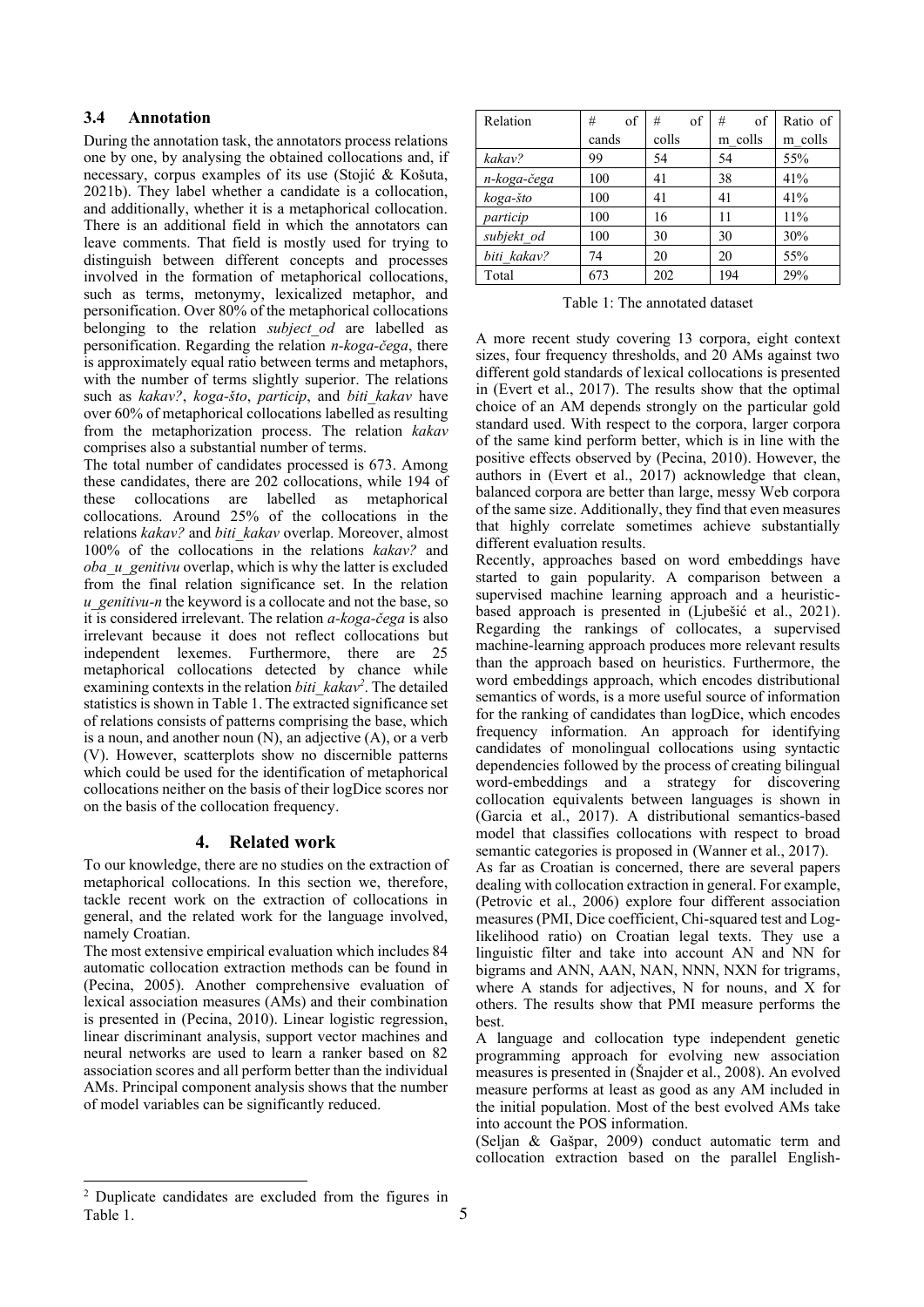### 3.4 Annotation

During the annotation task, the annotators process relations one by one, by analysing the obtained collocations and, if necessary, corpus examples of its use (Stojić & Košuta, 2021b). They label whether a candidate is a collocation, and additionally, whether it is a metaphorical collocation. There is an additional field in which the annotators can leave comments. That field is mostly used for trying to distinguish between different concepts and processes involved in the formation of metaphorical collocations, such as terms, metonymy, lexicalized metaphor, and personification. Over 80% of the metaphorical collocations belonging to the relation *subject_od* are labelled as personification. Regarding the relation *n-koga-čega*, there is approximately equal ratio between terms and metaphors, with the number of terms slightly superior. The relations such as *kakav?*, *koga-što*, *particip*, and *biti_kakav* have over 60% of metaphorical collocations labelled as resulting from the metaphorization process. The relation *kakav* comprises also a substantial number of terms.

The total number of candidates processed is 673. Among these candidates, there are 202 collocations, while 194 of these collocations are labelled as metaphorical collocations. Around 25% of the collocations in the relations *kakav?* and *biti_kakav* overlap. Moreover, almost 100% of the collocations in the relations *kakav?* and *oba_u_genitivu* overlap, which is why the latter is excluded from the final relation significance set. In the relation *u_genitivu-n* the keyword is a collocate and not the base, so it is considered irrelevant. The relation *a-koga-čega* is also irrelevant because it does not reflect collocations but independent lexemes. Furthermore, there are 25 metaphorical collocations detected by chance while examining contexts in the relation *biti_kakav*[2]. The detailed statistics is shown in Table 1. The extracted significance set of relations consists of patterns comprising the base, which is a noun (N), an adjective (A), or a verb (V). However, scatterplots show no discernible patterns which could be used for the identification of metaphorical collocations neither on the basis of their logDice scores nor on the basis of the collocation frequency.

| Relation | # of cands | # of colls | # of m_colls | Ratio of m_colls |
|---|---|---|---|---|
| *kakav?* | 99 | 54 | 54 | 55% |
| *n-koga-čega* | 100 | 41 | 38 | 41% |
| *koga-što* | 100 | 41 | 41 | 41% |
| *particip* | 100 | 16 | 11 | 11% |
| *subjekt_od* | 100 | 30 | 30 | 30% |
| *biti_kakav?* | 74 | 20 | 20 | 55% |
| Total | 673 | 202 | 194 | 29% |

Table 1: The annotated dataset

## 4. Related work

To our knowledge, there are no studies on the extraction of metaphorical collocations. In this section we, therefore, tackle recent work on the extraction of collocations in general, and the related work for the language involved, namely Croatian.

The most extensive empirical evaluation which includes 84 automatic collocation extraction methods can be found in (Pecina, 2005). Another comprehensive evaluation of lexical association measures (AMs) and their combination is presented in (Pecina, 2010). Linear logistic regression, linear discriminant analysis, support vector machines and neural networks are used to learn a ranker based on 82 association scores and all perform better than the individual AMs. Principal component analysis shows that the number of model variables can be significantly reduced.

A more recent study covering 13 corpora, eight context sizes, four frequency thresholds, and 20 AMs against two different gold standards of lexical collocations is presented in (Evert et al., 2017). The results show that the optimal choice of an AM depends strongly on the particular gold standard used. With respect to the corpora, larger corpora of the same kind perform better, which is in line with the positive effects observed by (Pecina, 2010). However, the authors in (Evert et al., 2017) acknowledge that clean, balanced corpora are better than large, messy Web corpora of the same size. Additionally, they find that even measures that highly correlate sometimes achieve substantially different evaluation results.

Recently, approaches based on word embeddings have started to gain popularity. A comparison between a supervised machine learning approach and a heuristic-based approach is presented in (Ljubešić et al., 2021). Regarding the rankings of collocates, a supervised machine-learning approach produces more relevant results than the approach based on heuristics. Furthermore, the word embeddings approach, which encodes distributional semantics of words, is a more useful source of information for the ranking of candidates than logDice, which encodes frequency information. An approach for identifying candidates of monolingual collocations using syntactic dependencies followed by the process of creating bilingual word-embeddings and a strategy for discovering collocation equivalents between languages is shown in (Garcia et al., 2017). A distributional semantics-based model that classifies collocations with respect to broad semantic categories is proposed in (Wanner et al., 2017).

As far as Croatian is concerned, there are several papers dealing with collocation extraction in general. For example, (Petrovic et al., 2006) explore four different association measures (PMI, Dice coefficient, Chi-squared test and Log-likelihood ratio) on Croatian legal texts. They use a linguistic filter and take into account AN and NN for bigrams and ANN, AAN, NAN, NNN, NXN for trigrams, where A stands for adjectives, N for nouns, and X for others. The results show that PMI measure performs the best.

A language and collocation type independent genetic programming approach for evolving new association measures is presented in (Šnajder et al., 2008). An evolved measure performs at least as good as any AM included in the initial population. Most of the best evolved AMs take into account the POS information.

(Seljan & Gašpar, 2009) conduct automatic term and collocation extraction based on the parallel English-

[2] Duplicate candidates are excluded from the figures in Table 1.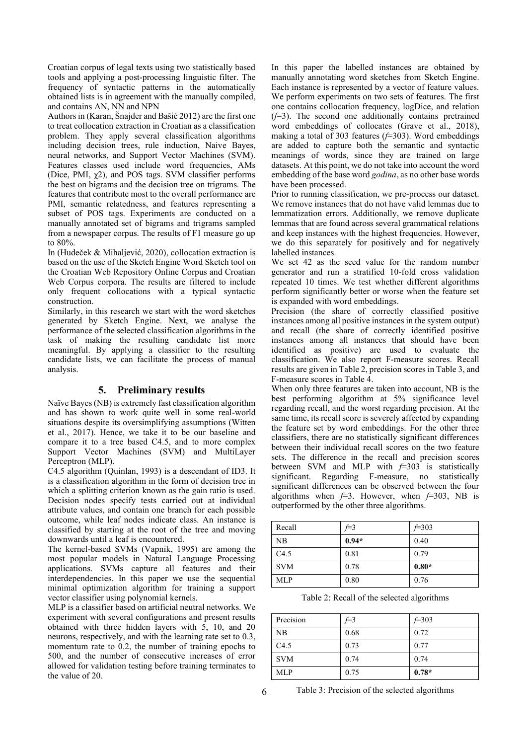Croatian corpus of legal texts using two statistically based tools and applying a post-processing linguistic filter. The frequency of syntactic patterns in the automatically obtained lists is in agreement with the manually compiled, and contains AN, NN and NPN

Authors in (Karan, Šnajder and Bašić 2012) are the first one to treat collocation extraction in Croatian as a classification problem. They apply several classification algorithms including decision trees, rule induction, Naive Bayes, neural networks, and Support Vector Machines (SVM). Features classes used include word frequencies, AMs (Dice, PMI, $\chi 2$), and POS tags. SVM classifier performs the best on bigrams and the decision tree on trigrams. The features that contribute most to the overall performance are PMI, semantic relatedness, and features representing a subset of POS tags. Experiments are conducted on a manually annotated set of bigrams and trigrams sampled from a newspaper corpus. The results of F1 measure go up to 80%.

In (Hudeček & Mihaljević, 2020), collocation extraction is based on the use of the Sketch Engine Word Sketch tool on the Croatian Web Repository Online Corpus and Croatian Web Corpus corpora. The results are filtered to include only frequent collocations with a typical syntactic construction.

Similarly, in this research we start with the word sketches generated by Sketch Engine. Next, we analyse the performance of the selected classification algorithms in the task of making the resulting candidate list more meaningful. By applying a classifier to the resulting candidate lists, we can facilitate the process of manual analysis.

## 5. Preliminary results

Naïve Bayes (NB) is extremely fast classification algorithm and has shown to work quite well in some real-world situations despite its oversimplifying assumptions (Witten et al., 2017). Hence, we take it to be our baseline and compare it to a tree based C4.5, and to more complex Support Vector Machines (SVM) and MultiLayer Perceptron (MLP).

C4.5 algorithm (Quinlan, 1993) is a descendant of ID3. It is a classification algorithm in the form of decision tree in which a splitting criterion known as the gain ratio is used. Decision nodes specify tests carried out at individual attribute values, and contain one branch for each possible outcome, while leaf nodes indicate class. An instance is classified by starting at the root of the tree and moving downwards until a leaf is encountered.

The kernel-based SVMs (Vapnik, 1995) are among the most popular models in Natural Language Processing applications. SVMs capture all features and their interdependencies. In this paper we use the sequential minimal optimization algorithm for training a support vector classifier using polynomial kernels.

MLP is a classifier based on artificial neutral networks. We experiment with several configurations and present results obtained with three hidden layers with 5, 10, and 20 neurons, respectively, and with the learning rate set to 0.3, momentum rate to 0.2, the number of training epochs to 500, and the number of consecutive increases of error allowed for validation testing before training terminates to the value of 20.

In this paper the labelled instances are obtained by manually annotating word sketches from Sketch Engine. Each instance is represented by a vector of feature values. We perform experiments on two sets of features. The first one contains collocation frequency, logDice, and relation ($f$=3). The second one additionally contains pretrained word embeddings of collocates (Grave et al., 2018), making a total of 303 features ($f$=303). Word embeddings are added to capture both the semantic and syntactic meanings of words, since they are trained on large datasets. At this point, we do not take into account the word embedding of the base word *godina*, as no other base words have been processed.

Prior to running classification, we pre-process our dataset. We remove instances that do not have valid lemmas due to lemmatization errors. Additionally, we remove duplicate lemmas that are found across several grammatical relations and keep instances with the highest frequencies. However, we do this separately for positively and for negatively labelled instances.

We set 42 as the seed value for the random number generator and run a stratified 10-fold cross validation repeated 10 times. We test whether different algorithms perform significantly better or worse when the feature set is expanded with word embeddings.

Precision (the share of correctly classified positive instances among all positive instances in the system output) and recall (the share of correctly identified positive instances among all instances that should have been identified as positive) are used to evaluate the classification. We also report F-measure scores. Recall results are given in Table 2, precision scores in Table 3, and F-measure scores in Table 4.

When only three features are taken into account, NB is the best performing algorithm at 5% significance level regarding recall, and the worst regarding precision. At the same time, its recall score is severely affected by expanding the feature set by word embeddings. For the other three classifiers, there are no statistically significant differences between their individual recall scores on the two feature sets. The difference in the recall and precision scores between SVM and MLP with $f$=303 is statistically significant. Regarding F-measure, no statistically significant differences can be observed between the four algorithms when $f$=3. However, when $f$=303, NB is outperformed by the other three algorithms.

| Recall | $f$=3 | $f$=303 |
|---|---|---|
| NB | **0.94*** | 0.40 |
| C4.5 | 0.81 | 0.79 |
| SVM | 0.78 | **0.80*** |
| MLP | 0.80 | 0.76 |

Table 2: Recall of the selected algorithms

| Precision | $f$=3 | $f$=303 |
|---|---|---|
| NB | 0.68 | 0.72 |
| C4.5 | 0.73 | 0.77 |
| SVM | 0.74 | 0.74 |
| MLP | 0.75 | **0.78*** |

Table 3: Precision of the selected algorithms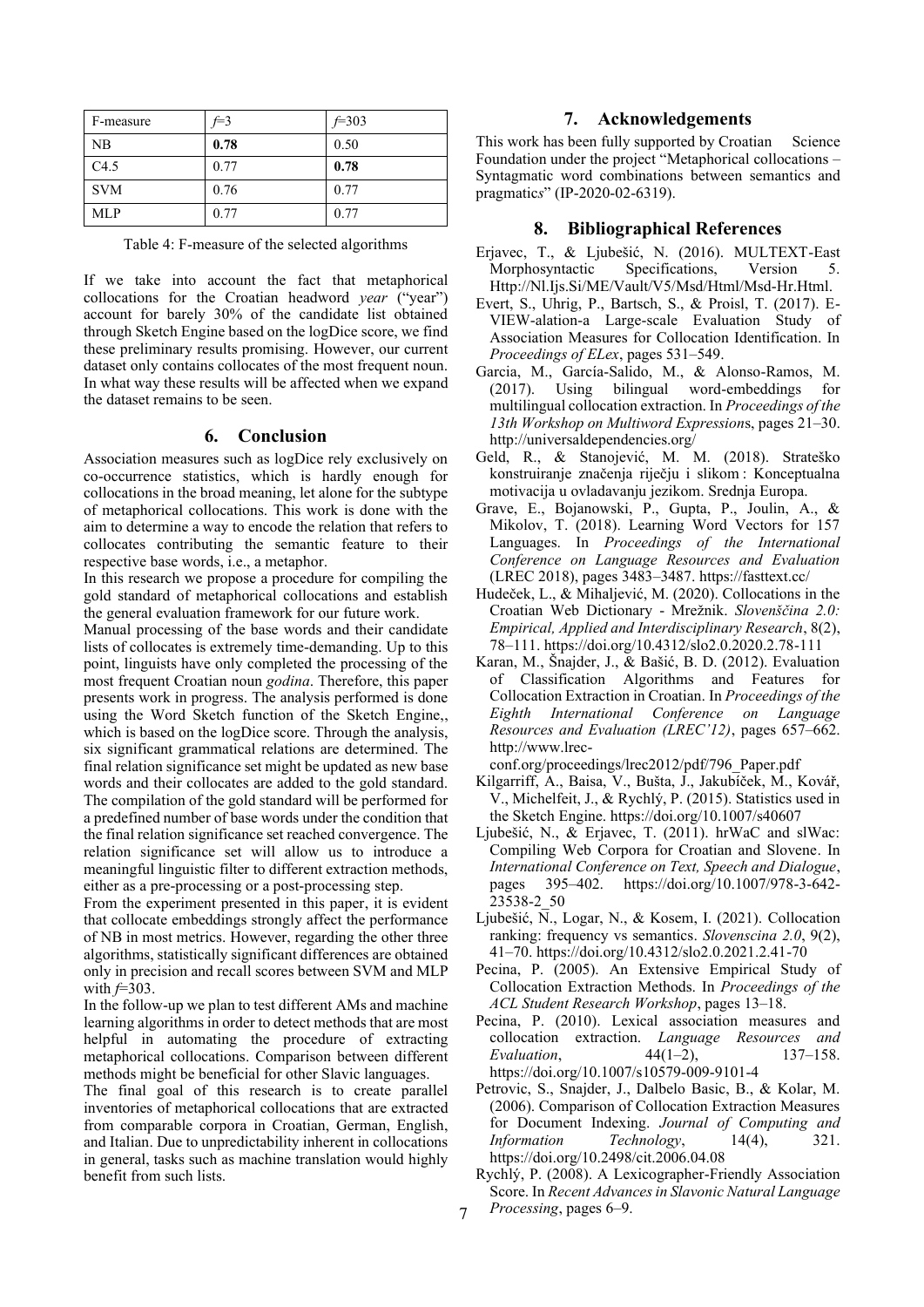| F-measure | $f$=3 | $f$=303 |
| --- | --- | --- |
| NB | **0.78** | 0.50 |
| C4.5 | 0.77 | **0.78** |
| SVM | 0.76 | 0.77 |
| MLP | 0.77 | 0.77 |

Table 4: F-measure of the selected algorithms

If we take into account the fact that metaphorical collocations for the Croatian headword *year* ("year") account for barely 30% of the candidate list obtained through Sketch Engine based on the logDice score, we find these preliminary results promising. However, our current dataset only contains collocates of the most frequent noun. In what way these results will be affected when we expand the dataset remains to be seen.

## 6. Conclusion

Association measures such as logDice rely exclusively on co-occurrence statistics, which is hardly enough for collocations in the broad meaning, let alone for the subtype of metaphorical collocations. This work is done with the aim to determine a way to encode the relation that refers to collocates contributing the semantic feature to their respective base words, i.e., a metaphor.

In this research we propose a procedure for compiling the gold standard of metaphorical collocations and establish the general evaluation framework for our future work.

Manual processing of the base words and their candidate lists of collocates is extremely time-demanding. Up to this point, linguists have only completed the processing of the most frequent Croatian noun *godina*. Therefore, this paper presents work in progress. The analysis performed is done using the Word Sketch function of the Sketch Engine,, which is based on the logDice score. Through the analysis, six significant grammatical relations are determined. The final relation significance set might be updated as new base words and their collocates are added to the gold standard. The compilation of the gold standard will be performed for a predefined number of base words under the condition that the final relation significance set reached convergence. The relation significance set will allow us to introduce a meaningful linguistic filter to different extraction methods, either as a pre-processing or a post-processing step.

From the experiment presented in this paper, it is evident that collocate embeddings strongly affect the performance of NB in most metrics. However, regarding the other three algorithms, statistically significant differences are obtained only in precision and recall scores between SVM and MLP with $f$=303.

In the follow-up we plan to test different AMs and machine learning algorithms in order to detect methods that are most helpful in automating the procedure of extracting metaphorical collocations. Comparison between different methods might be beneficial for other Slavic languages.

The final goal of this research is to create parallel inventories of metaphorical collocations that are extracted from comparable corpora in Croatian, German, English, and Italian. Due to unpredictability inherent in collocations in general, tasks such as machine translation would highly benefit from such lists.

## 7. Acknowledgements

This work has been fully supported by Croatian Science Foundation under the project "Metaphorical collocations – Syntagmatic word combinations between semantics and pragmatics" (IP-2020-02-6319).

## 8. Bibliographical References

Erjavec, T., & Ljubešić, N. (2016). MULTEXT-East Morphosyntactic Specifications, Version 5. Http://Nl.Ijs.Si/ME/Vault/V5/Msd/Html/Msd-Hr.Html.

Evert, S., Uhrig, P., Bartsch, S., & Proisl, T. (2017). E-VIEW-alation-a Large-scale Evaluation Study of Association Measures for Collocation Identification. In *Proceedings of ELex*, pages 531–549.

Garcia, M., García-Salido, M., & Alonso-Ramos, M. (2017). Using bilingual word-embeddings for multilingual collocation extraction. In *Proceedings of the 13th Workshop on Multiword Expression*s, pages 21–30. http://universaldependencies.org/

Geld, R., & Stanojević, M. M. (2018). Strateško konstruiranje značenja riječju i slikom : Konceptualna motivacija u ovladavanju jezikom. Srednja Europa.

Grave, E., Bojanowski, P., Gupta, P., Joulin, A., & Mikolov, T. (2018). Learning Word Vectors for 157 Languages. In *Proceedings of the International Conference on Language Resources and Evaluation* (LREC 2018), pages 3483–3487. https://fasttext.cc/

Hudeček, L., & Mihaljević, M. (2020). Collocations in the Croatian Web Dictionary - Mrežnik. *Slovenščina 2.0: Empirical, Applied and Interdisciplinary Research*, 8(2), 78–111. https://doi.org/10.4312/slo2.0.2020.2.78-111

Karan, M., Šnajder, J., & Bašić, B. D. (2012). Evaluation of Classification Algorithms and Features for Collocation Extraction in Croatian. In *Proceedings of the Eighth International Conference on Language Resources and Evaluation (LREC'12)*, pages 657–662. http://www.lrec-conf.org/proceedings/lrec2012/pdf/796_Paper.pdf

Kilgarriff, A., Baisa, V., Bušta, J., Jakubíček, M., Kovář, V., Michelfeit, J., & Rychlý, P. (2015). Statistics used in the Sketch Engine. https://doi.org/10.1007/s40607

Ljubešić, N., & Erjavec, T. (2011). hrWaC and slWac: Compiling Web Corpora for Croatian and Slovene. In *International Conference on Text, Speech and Dialogue*, pages 395–402. https://doi.org/10.1007/978-3-642-23538-2_50

Ljubešić, N., Logar, N., & Kosem, I. (2021). Collocation ranking: frequency vs semantics. *Slovenscina 2.0*, 9(2), 41–70. https://doi.org/10.4312/slo2.0.2021.2.41-70

Pecina, P. (2005). An Extensive Empirical Study of Collocation Extraction Methods. In *Proceedings of the ACL Student Research Workshop*, pages 13–18.

Pecina, P. (2010). Lexical association measures and collocation extraction. *Language Resources and Evaluation*, 44(1–2), 137–158. https://doi.org/10.1007/s10579-009-9101-4

Petrovic, S., Snajder, J., Dalbelo Basic, B., & Kolar, M. (2006). Comparison of Collocation Extraction Measures for Document Indexing. *Journal of Computing and Information Technology*, 14(4), 321. https://doi.org/10.2498/cit.2006.04.08

Rychlý, P. (2008). A Lexicographer-Friendly Association Score. In *Recent Advances in Slavonic Natural Language Processing*, pages 6–9.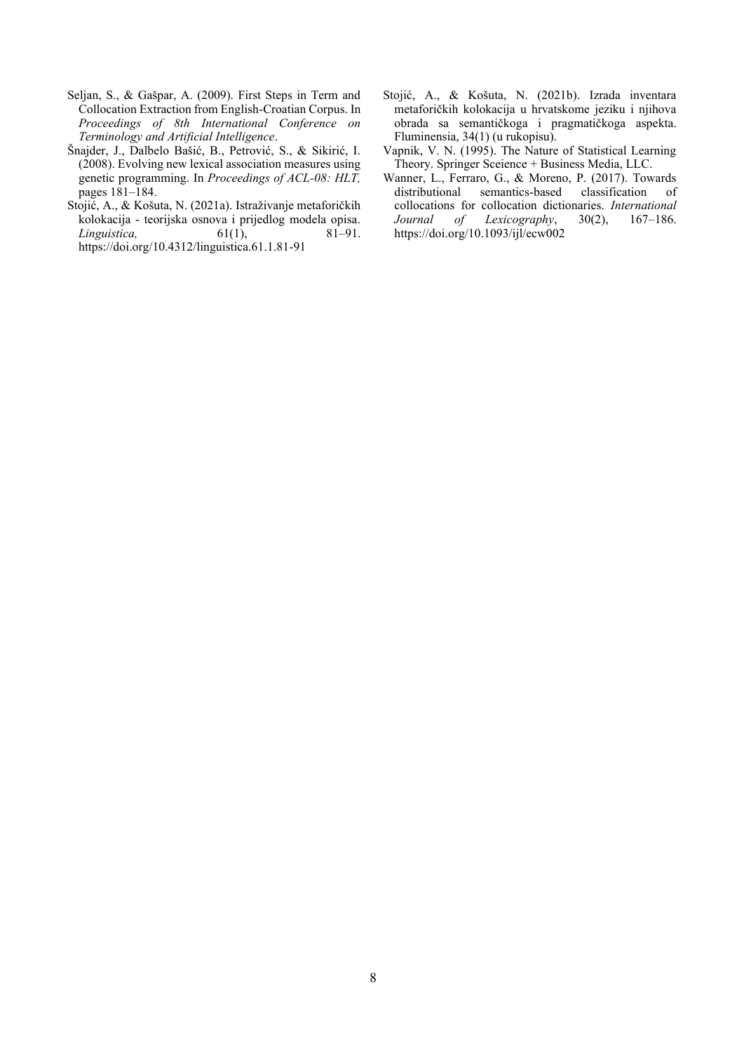Seljan, S., & Gašpar, A. (2009). First Steps in Term and Collocation Extraction from English-Croatian Corpus. In *Proceedings of 8th International Conference on Terminology and Artificial Intelligence*.

Šnajder, J., Dalbelo Bašić, B., Petrović, S., & Sikirić, I. (2008). Evolving new lexical association measures using genetic programming. In *Proceedings of ACL-08: HLT,* pages 181–184.

Stojić, A., & Košuta, N. (2021a). Istraživanje metaforičkih kolokacija - teorijska osnova i prijedlog modela opisa. *Linguistica,* 61(1), 81–91. https://doi.org/10.4312/linguistica.61.1.81-91

Stojić, A., & Košuta, N. (2021b). Izrada inventara metaforičkih kolokacija u hrvatskome jeziku i njihova obrada sa semantičkoga i pragmatičkoga aspekta. Fluminensia, 34(1) (u rukopisu).

Vapnik, V. N. (1995). The Nature of Statistical Learning Theory. Springer Sceience + Business Media, LLC.

Wanner, L., Ferraro, G., & Moreno, P. (2017). Towards distributional semantics-based classification of collocations for collocation dictionaries. *International Journal of Lexicography*, 30(2), 167–186. https://doi.org/10.1093/ijl/ecw002